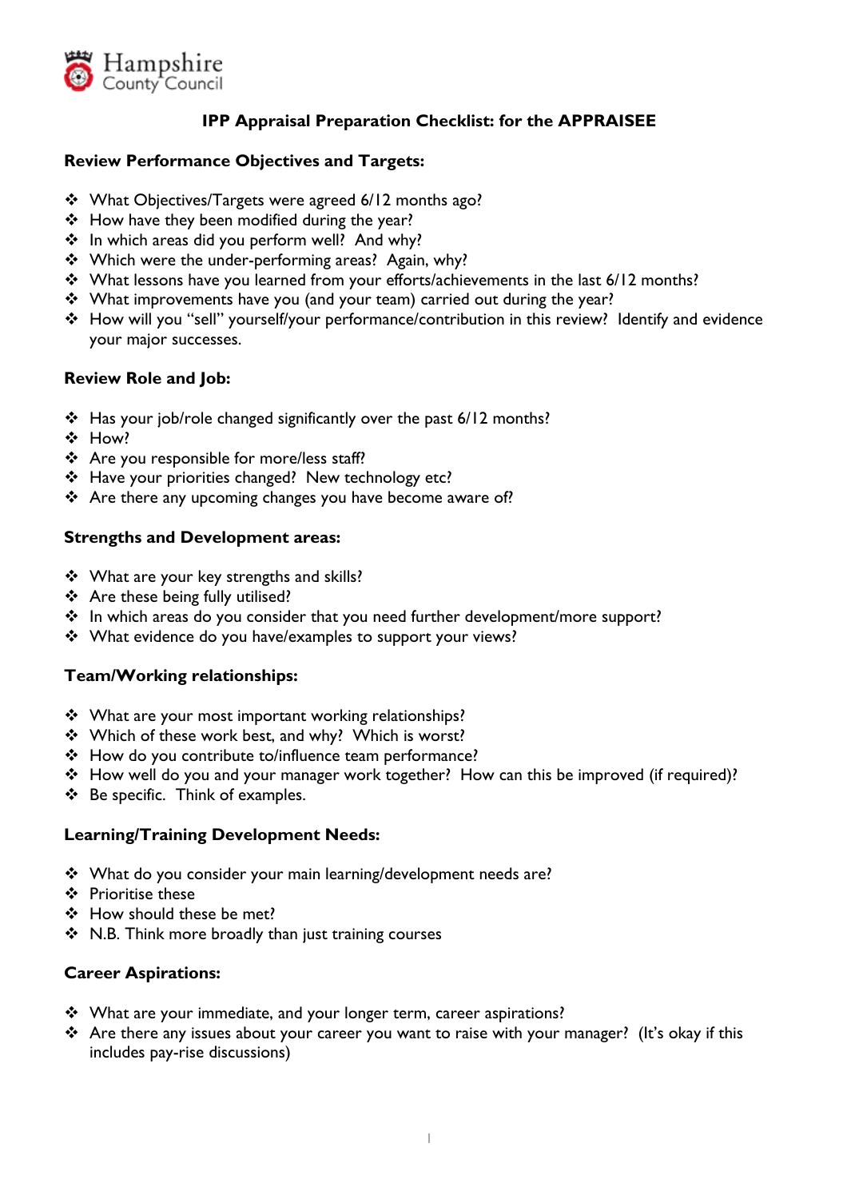Hampshire County Council

# IPP Appraisal Preparation Checklist: for the APPRAISEE

## Review Performance Objectives and Targets:

- What Objectives/Targets were agreed 6/12 months ago?
- How have they been modified during the year?
- In which areas did you perform well? And why?
- Which were the under-performing areas? Again, why?
- What lessons have you learned from your efforts/achievements in the last 6/12 months?
- What improvements have you (and your team) carried out during the year?
- How will you "sell" yourself/your performance/contribution in this review? Identify and evidence your major successes.

## Review Role and Job:

- Has your job/role changed significantly over the past 6/12 months?
- How?
- Are you responsible for more/less staff?
- Have your priorities changed? New technology etc?
- Are there any upcoming changes you have become aware of?

## Strengths and Development areas:

- What are your key strengths and skills?
- Are these being fully utilised?
- In which areas do you consider that you need further development/more support?
- What evidence do you have/examples to support your views?

## Team/Working relationships:

- What are your most important working relationships?
- Which of these work best, and why? Which is worst?
- How do you contribute to/influence team performance?
- How well do you and your manager work together? How can this be improved (if required)?
- Be specific. Think of examples.

## Learning/Training Development Needs:

- What do you consider your main learning/development needs are?
- Prioritise these
- How should these be met?
- N.B. Think more broadly than just training courses

## Career Aspirations:

- What are your immediate, and your longer term, career aspirations?
- Are there any issues about your career you want to raise with your manager? (It's okay if this includes pay-rise discussions)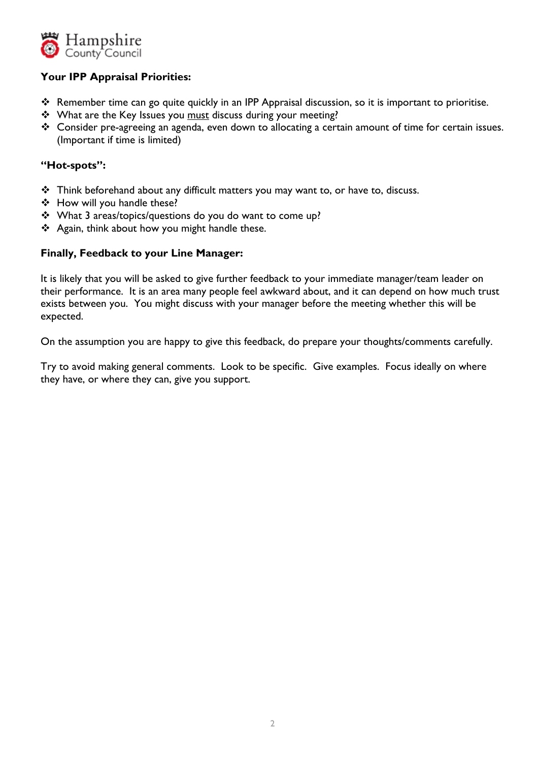**Your IPP Appraisal Priorities:**

- Remember time can go quite quickly in an IPP Appraisal discussion, so it is important to prioritise.
- What are the Key Issues you <u>must</u> discuss during your meeting?
- Consider pre-agreeing an agenda, even down to allocating a certain amount of time for certain issues. (Important if time is limited)

**"Hot-spots":**

- Think beforehand about any difficult matters you may want to, or have to, discuss.
- How will you handle these?
- What 3 areas/topics/questions do you do want to come up?
- Again, think about how you might handle these.

**Finally, Feedback to your Line Manager:**

It is likely that you will be asked to give further feedback to your immediate manager/team leader on their performance. It is an area many people feel awkward about, and it can depend on how much trust exists between you. You might discuss with your manager before the meeting whether this will be expected.

On the assumption you are happy to give this feedback, do prepare your thoughts/comments carefully.

Try to avoid making general comments. Look to be specific. Give examples. Focus ideally on where they have, or where they can, give you support.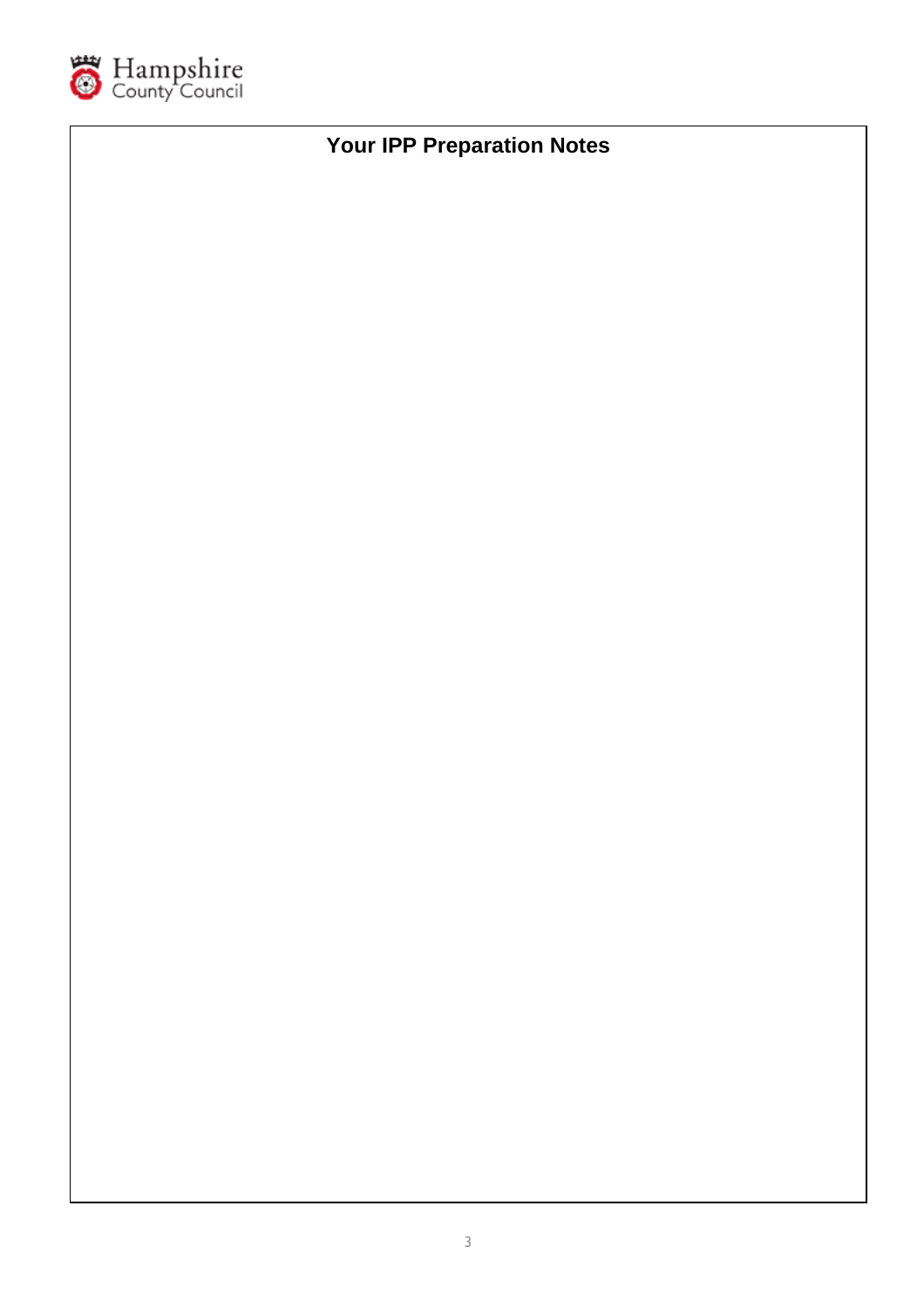Hampshire County Council

## Your IPP Preparation Notes